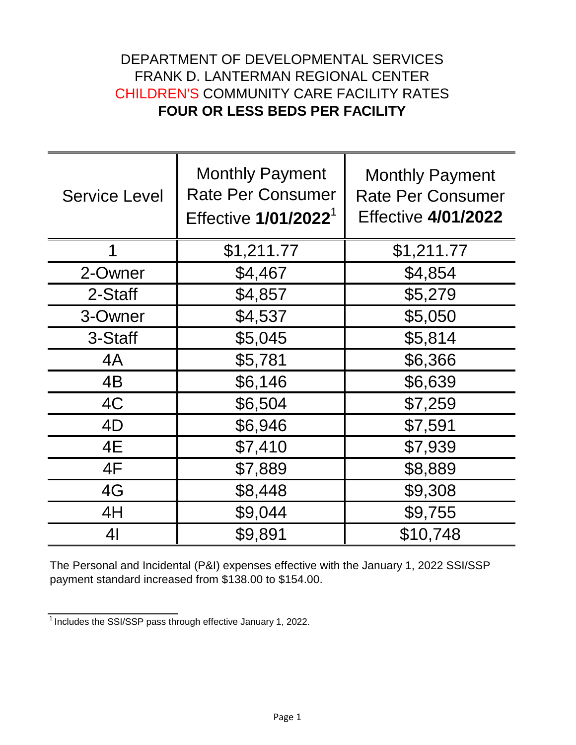DEPARTMENT OF DEVELOPMENTAL SERVICES
FRANK D. LANTERMAN REGIONAL CENTER
CHILDREN'S COMMUNITY CARE FACILITY RATES
**FOUR OR LESS BEDS PER FACILITY**

| Service Level | Monthly Payment Rate Per Consumer Effective **1/01/2022**[1] | Monthly Payment Rate Per Consumer Effective **4/01/2022** |
|---|---|---|
| 1 | $1,211.77 | $1,211.77 |
| 2-Owner | $4,467 | $4,854 |
| 2-Staff | $4,857 | $5,279 |
| 3-Owner | $4,537 | $5,050 |
| 3-Staff | $5,045 | $5,814 |
| 4A | $5,781 | $6,366 |
| 4B | $6,146 | $6,639 |
| 4C | $6,504 | $7,259 |
| 4D | $6,946 | $7,591 |
| 4E | $7,410 | $7,939 |
| 4F | $7,889 | $8,889 |
| 4G | $8,448 | $9,308 |
| 4H | $9,044 | $9,755 |
| 4I | $9,891 | $10,748 |

The Personal and Incidental (P&I) expenses effective with the January 1, 2022 SSI/SSP payment standard increased from $138.00 to $154.00.

[1] Includes the SSI/SSP pass through effective January 1, 2022.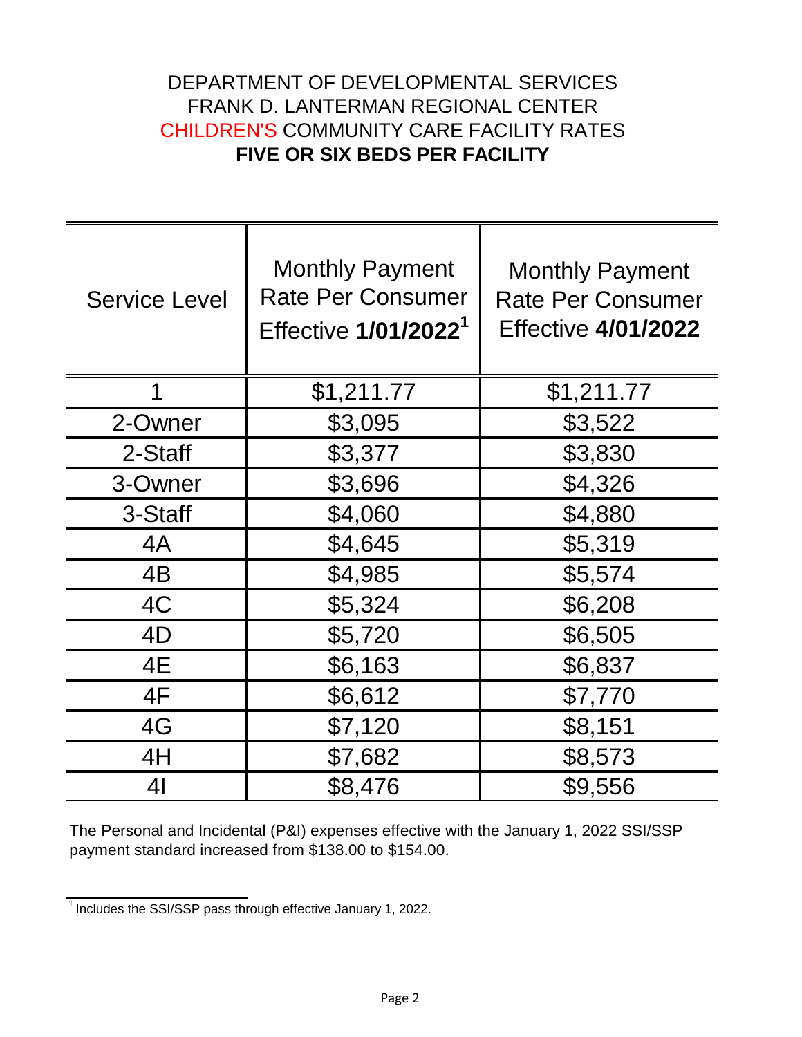DEPARTMENT OF DEVELOPMENTAL SERVICES
FRANK D. LANTERMAN REGIONAL CENTER
CHILDREN'S COMMUNITY CARE FACILITY RATES
**FIVE OR SIX BEDS PER FACILITY**

| Service Level | Monthly Payment Rate Per Consumer Effective **1/01/2022**[1] | Monthly Payment Rate Per Consumer Effective **4/01/2022** |
|---|---|---|
| 1 | $1,211.77 | $1,211.77 |
| 2-Owner | $3,095 | $3,522 |
| 2-Staff | $3,377 | $3,830 |
| 3-Owner | $3,696 | $4,326 |
| 3-Staff | $4,060 | $4,880 |
| 4A | $4,645 | $5,319 |
| 4B | $4,985 | $5,574 |
| 4C | $5,324 | $6,208 |
| 4D | $5,720 | $6,505 |
| 4E | $6,163 | $6,837 |
| 4F | $6,612 | $7,770 |
| 4G | $7,120 | $8,151 |
| 4H | $7,682 | $8,573 |
| 4I | $8,476 | $9,556 |

The Personal and Incidental (P&I) expenses effective with the January 1, 2022 SSI/SSP payment standard increased from $138.00 to $154.00.

[1] Includes the SSI/SSP pass through effective January 1, 2022.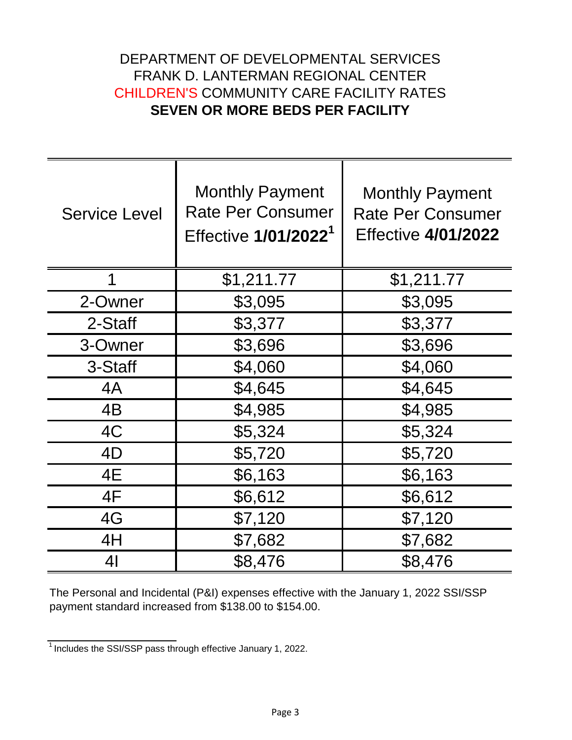DEPARTMENT OF DEVELOPMENTAL SERVICES
FRANK D. LANTERMAN REGIONAL CENTER
CHILDREN'S COMMUNITY CARE FACILITY RATES
**SEVEN OR MORE BEDS PER FACILITY**

| Service Level | Monthly Payment Rate Per Consumer Effective **1/01/2022**[1] | Monthly Payment Rate Per Consumer Effective **4/01/2022** |
|---|---|---|
| 1 | $1,211.77 | $1,211.77 |
| 2-Owner | $3,095 | $3,095 |
| 2-Staff | $3,377 | $3,377 |
| 3-Owner | $3,696 | $3,696 |
| 3-Staff | $4,060 | $4,060 |
| 4A | $4,645 | $4,645 |
| 4B | $4,985 | $4,985 |
| 4C | $5,324 | $5,324 |
| 4D | $5,720 | $5,720 |
| 4E | $6,163 | $6,163 |
| 4F | $6,612 | $6,612 |
| 4G | $7,120 | $7,120 |
| 4H | $7,682 | $7,682 |
| 4I | $8,476 | $8,476 |

The Personal and Incidental (P&I) expenses effective with the January 1, 2022 SSI/SSP payment standard increased from $138.00 to $154.00.

[1] Includes the SSI/SSP pass through effective January 1, 2022.